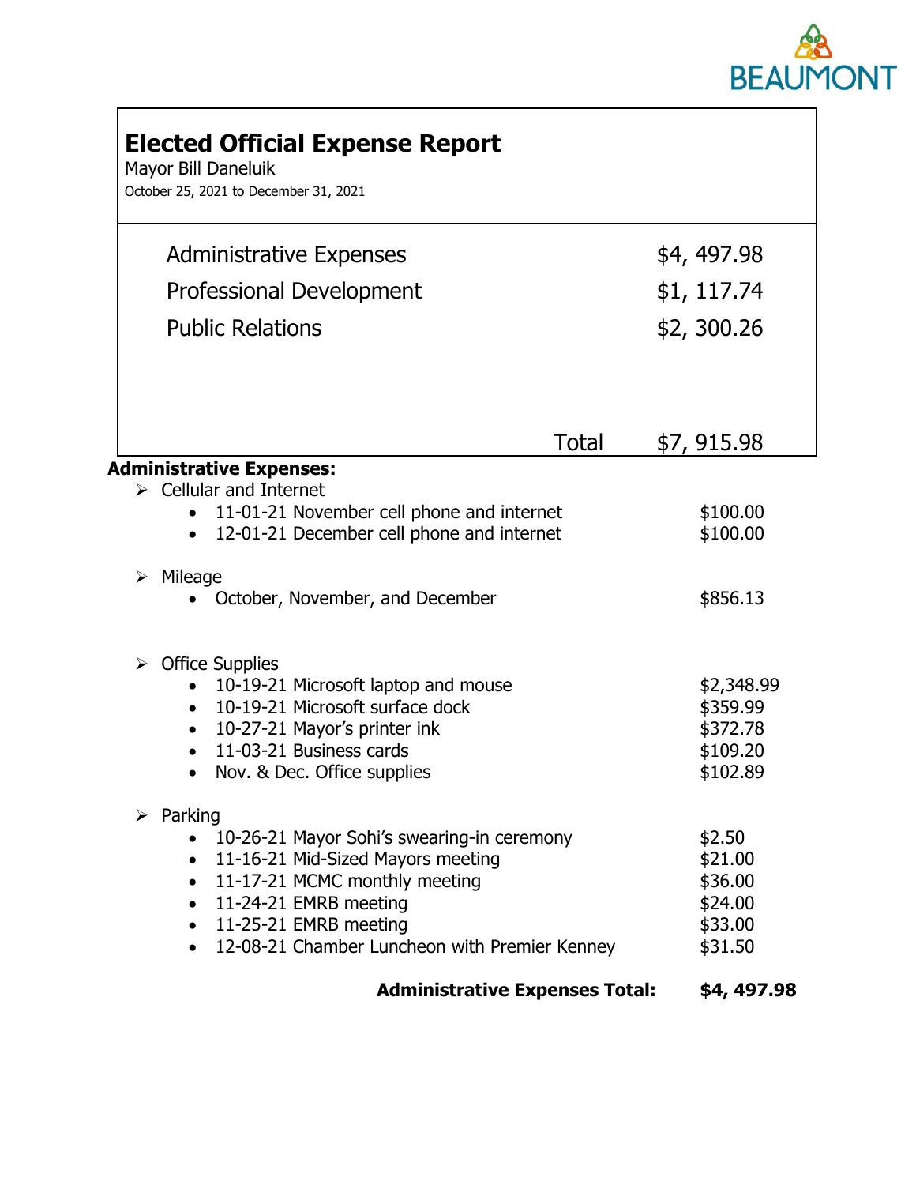BEAUMONT

# Elected Official Expense Report

Mayor Bill Daneluik

October 25, 2021 to December 31, 2021

| | |
|---|---|
| Administrative Expenses | $4, 497.98 |
| Professional Development | $1, 117.74 |
| Public Relations | $2, 300.26 |
| Total | $7, 915.98 |

**Administrative Expenses:**

- Cellular and Internet
  - 11-01-21 November cell phone and internet — $100.00
  - 12-01-21 December cell phone and internet — $100.00
- Mileage
  - October, November, and December — $856.13
- Office Supplies
  - 10-19-21 Microsoft laptop and mouse — $2,348.99
  - 10-19-21 Microsoft surface dock — $359.99
  - 10-27-21 Mayor's printer ink — $372.78
  - 11-03-21 Business cards — $109.20
  - Nov. & Dec. Office supplies — $102.89
- Parking
  - 10-26-21 Mayor Sohi's swearing-in ceremony — $2.50
  - 11-16-21 Mid-Sized Mayors meeting — $21.00
  - 11-17-21 MCMC monthly meeting — $36.00
  - 11-24-21 EMRB meeting — $24.00
  - 11-25-21 EMRB meeting — $33.00
  - 12-08-21 Chamber Luncheon with Premier Kenney — $31.50

**Administrative Expenses Total: $4, 497.98**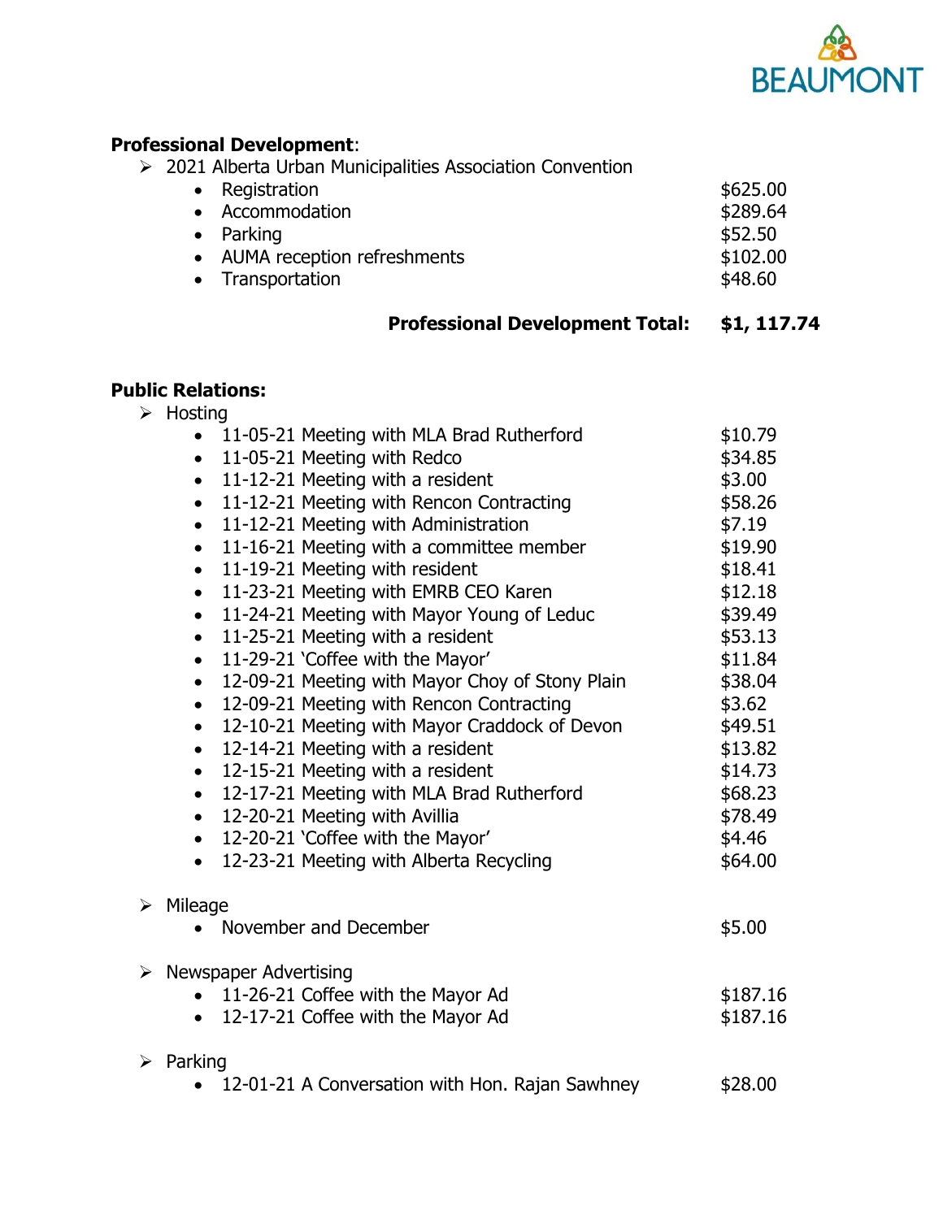**Professional Development**:

- 2021 Alberta Urban Municipalities Association Convention
  - Registration $625.00
  - Accommodation $289.64
  - Parking $52.50
  - AUMA reception refreshments $102.00
  - Transportation $48.60

**Professional Development Total: $1, 117.74**

**Public Relations:**

- Hosting
  - 11-05-21 Meeting with MLA Brad Rutherford $10.79
  - 11-05-21 Meeting with Redco $34.85
  - 11-12-21 Meeting with a resident $3.00
  - 11-12-21 Meeting with Rencon Contracting $58.26
  - 11-12-21 Meeting with Administration $7.19
  - 11-16-21 Meeting with a committee member $19.90
  - 11-19-21 Meeting with resident $18.41
  - 11-23-21 Meeting with EMRB CEO Karen $12.18
  - 11-24-21 Meeting with Mayor Young of Leduc $39.49
  - 11-25-21 Meeting with a resident $53.13
  - 11-29-21 'Coffee with the Mayor' $11.84
  - 12-09-21 Meeting with Mayor Choy of Stony Plain $38.04
  - 12-09-21 Meeting with Rencon Contracting $3.62
  - 12-10-21 Meeting with Mayor Craddock of Devon $49.51
  - 12-14-21 Meeting with a resident $13.82
  - 12-15-21 Meeting with a resident $14.73
  - 12-17-21 Meeting with MLA Brad Rutherford $68.23
  - 12-20-21 Meeting with Avillia $78.49
  - 12-20-21 'Coffee with the Mayor' $4.46
  - 12-23-21 Meeting with Alberta Recycling $64.00

- Mileage
  - November and December $5.00

- Newspaper Advertising
  - 11-26-21 Coffee with the Mayor Ad $187.16
  - 12-17-21 Coffee with the Mayor Ad $187.16

- Parking
  - 12-01-21 A Conversation with Hon. Rajan Sawhney $28.00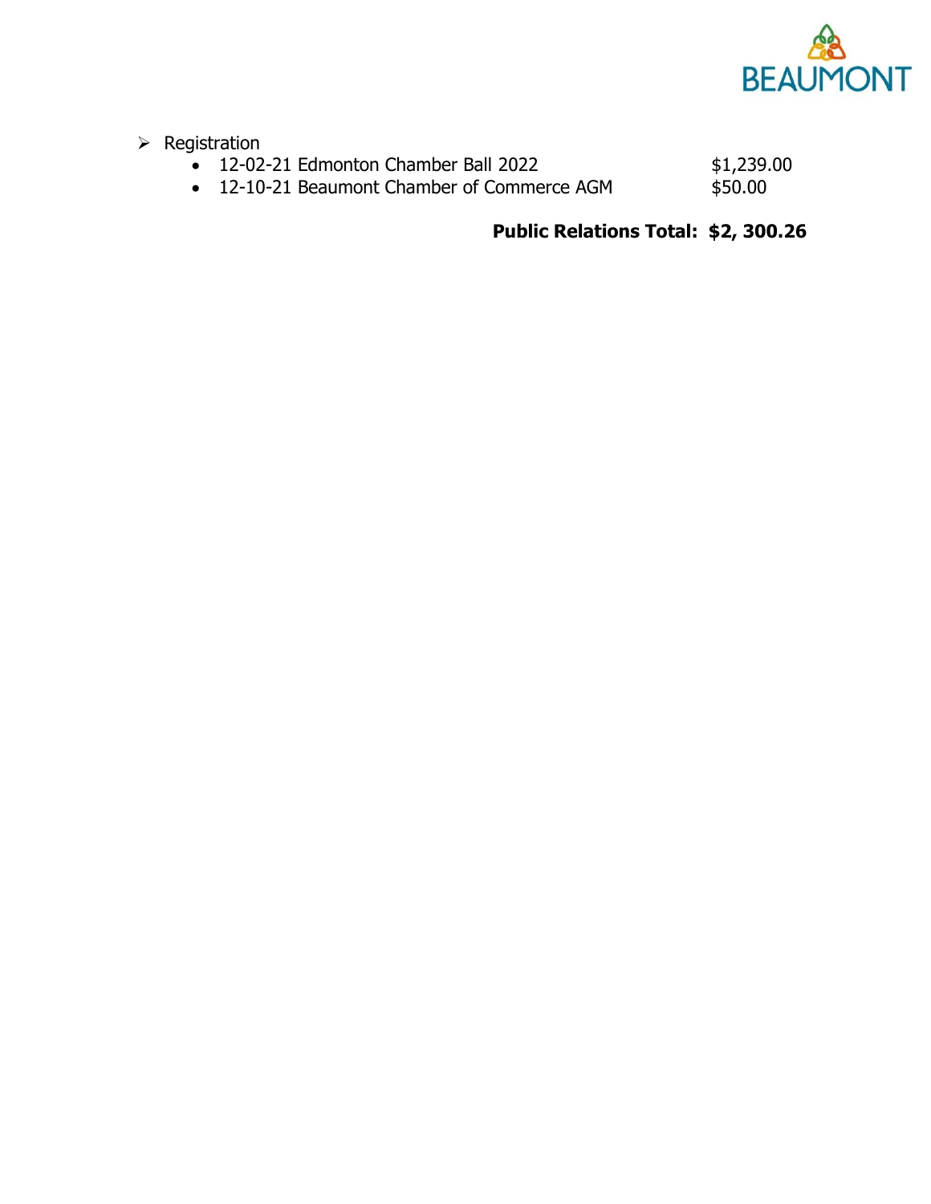- Registration
  - 12-02-21 Edmonton Chamber Ball 2022 $1,239.00
  - 12-10-21 Beaumont Chamber of Commerce AGM $50.00

**Public Relations Total: $2, 300.26**